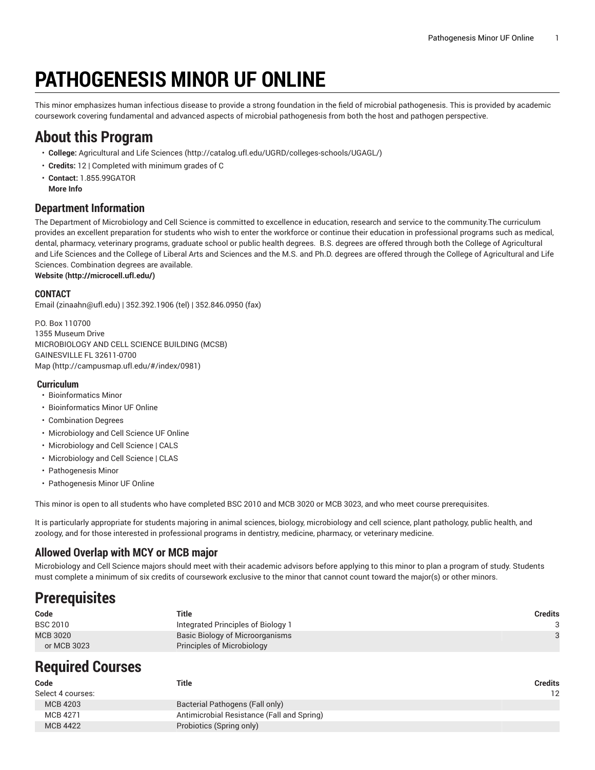# PATHOGENESIS MINOR UF ONLINE

This minor emphasizes human infectious disease to provide a strong foundation in the field of microbial pathogenesis. This is provided by academic coursework covering fundamental and advanced aspects of microbial pathogenesis from both the host and pathogen perspective.

## About this Program

- **College:** Agricultural and Life Sciences (http://catalog.ufl.edu/UGRD/colleges-schools/UGAGL/)
- **Credits:** 12 | Completed with minimum grades of C
- **Contact:** 1.855.99GATOR
  **More Info**

### Department Information

The Department of Microbiology and Cell Science is committed to excellence in education, research and service to the community.The curriculum provides an excellent preparation for students who wish to enter the workforce or continue their education in professional programs such as medical, dental, pharmacy, veterinary programs, graduate school or public health degrees. B.S. degrees are offered through both the College of Agricultural and Life Sciences and the College of Liberal Arts and Sciences and the M.S. and Ph.D. degrees are offered through the College of Agricultural and Life Sciences. Combination degrees are available.
**Website (http://microcell.ufl.edu/)**

#### CONTACT

Email (zinaahn@ufl.edu) | 352.392.1906 (tel) | 352.846.0950 (fax)

P.O. Box 110700
1355 Museum Drive
MICROBIOLOGY AND CELL SCIENCE BUILDING (MCSB)
GAINESVILLE FL 32611-0700
Map (http://campusmap.ufl.edu/#/index/0981)

#### Curriculum

- Bioinformatics Minor
- Bioinformatics Minor UF Online
- Combination Degrees
- Microbiology and Cell Science UF Online
- Microbiology and Cell Science | CALS
- Microbiology and Cell Science | CLAS
- Pathogenesis Minor
- Pathogenesis Minor UF Online

This minor is open to all students who have completed BSC 2010 and MCB 3020 or MCB 3023, and who meet course prerequisites.

It is particularly appropriate for students majoring in animal sciences, biology, microbiology and cell science, plant pathology, public health, and zoology, and for those interested in professional programs in dentistry, medicine, pharmacy, or veterinary medicine.

### Allowed Overlap with MCY or MCB major

Microbiology and Cell Science majors should meet with their academic advisors before applying to this minor to plan a program of study. Students must complete a minimum of six credits of coursework exclusive to the minor that cannot count toward the major(s) or other minors.

## Prerequisites

| Code | Title | Credits |
|---|---|---|
| BSC 2010 | Integrated Principles of Biology 1 | 3 |
| MCB 3020 | Basic Biology of Microorganisms | 3 |
| or MCB 3023 | Principles of Microbiology | |

## Required Courses

| Code | Title | Credits |
|---|---|---|
| Select 4 courses: | | 12 |
| MCB 4203 | Bacterial Pathogens (Fall only) | |
| MCB 4271 | Antimicrobial Resistance (Fall and Spring) | |
| MCB 4422 | Probiotics (Spring only) | |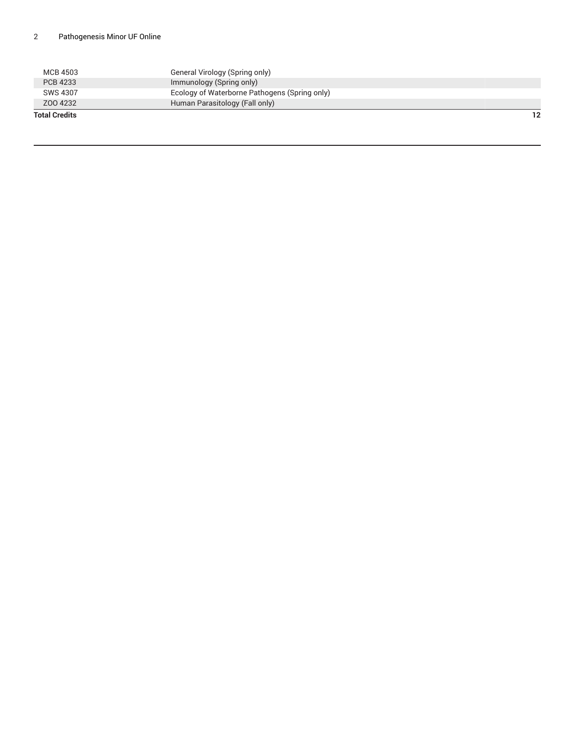| | | |
|---|---|---|
| MCB 4503 | General Virology (Spring only) | |
| PCB 4233 | Immunology (Spring only) | |
| SWS 4307 | Ecology of Waterborne Pathogens (Spring only) | |
| ZOO 4232 | Human Parasitology (Fall only) | |
| **Total Credits** | | **12** |